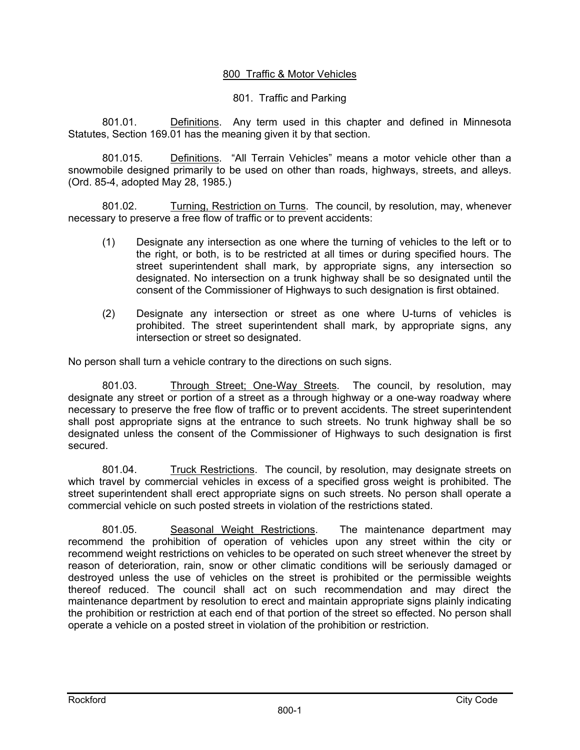# 800 Traffic & Motor Vehicles

## 801. Traffic and Parking

801.01. Definitions. Any term used in this chapter and defined in Minnesota Statutes, Section 169.01 has the meaning given it by that section.

801.015. Definitions. "All Terrain Vehicles" means a motor vehicle other than a snowmobile designed primarily to be used on other than roads, highways, streets, and alleys. (Ord. 85-4, adopted May 28, 1985.)

801.02. Turning, Restriction on Turns. The council, by resolution, may, whenever necessary to preserve a free flow of traffic or to prevent accidents:

(1) Designate any intersection as one where the turning of vehicles to the left or to the right, or both, is to be restricted at all times or during specified hours. The street superintendent shall mark, by appropriate signs, any intersection so designated. No intersection on a trunk highway shall be so designated until the consent of the Commissioner of Highways to such designation is first obtained.

(2) Designate any intersection or street as one where U-turns of vehicles is prohibited. The street superintendent shall mark, by appropriate signs, any intersection or street so designated.

No person shall turn a vehicle contrary to the directions on such signs.

801.03. Through Street; One-Way Streets. The council, by resolution, may designate any street or portion of a street as a through highway or a one-way roadway where necessary to preserve the free flow of traffic or to prevent accidents. The street superintendent shall post appropriate signs at the entrance to such streets. No trunk highway shall be so designated unless the consent of the Commissioner of Highways to such designation is first secured.

801.04. Truck Restrictions. The council, by resolution, may designate streets on which travel by commercial vehicles in excess of a specified gross weight is prohibited. The street superintendent shall erect appropriate signs on such streets. No person shall operate a commercial vehicle on such posted streets in violation of the restrictions stated.

801.05. Seasonal Weight Restrictions. The maintenance department may recommend the prohibition of operation of vehicles upon any street within the city or recommend weight restrictions on vehicles to be operated on such street whenever the street by reason of deterioration, rain, snow or other climatic conditions will be seriously damaged or destroyed unless the use of vehicles on the street is prohibited or the permissible weights thereof reduced. The council shall act on such recommendation and may direct the maintenance department by resolution to erect and maintain appropriate signs plainly indicating the prohibition or restriction at each end of that portion of the street so effected. No person shall operate a vehicle on a posted street in violation of the prohibition or restriction.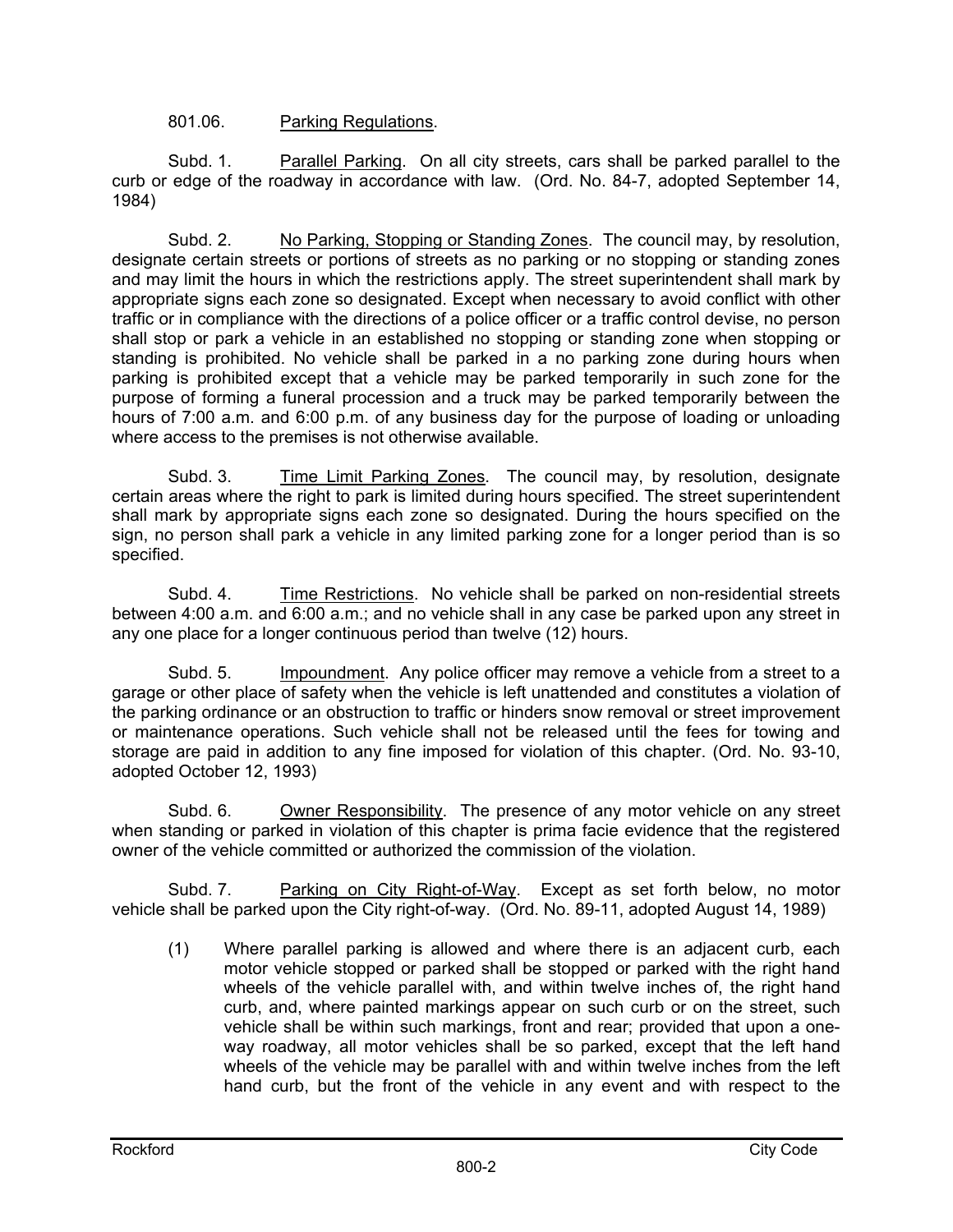801.06. Parking Regulations.

Subd. 1. Parallel Parking. On all city streets, cars shall be parked parallel to the curb or edge of the roadway in accordance with law. (Ord. No. 84-7, adopted September 14, 1984)

Subd. 2. No Parking, Stopping or Standing Zones. The council may, by resolution, designate certain streets or portions of streets as no parking or no stopping or standing zones and may limit the hours in which the restrictions apply. The street superintendent shall mark by appropriate signs each zone so designated. Except when necessary to avoid conflict with other traffic or in compliance with the directions of a police officer or a traffic control devise, no person shall stop or park a vehicle in an established no stopping or standing zone when stopping or standing is prohibited. No vehicle shall be parked in a no parking zone during hours when parking is prohibited except that a vehicle may be parked temporarily in such zone for the purpose of forming a funeral procession and a truck may be parked temporarily between the hours of 7:00 a.m. and 6:00 p.m. of any business day for the purpose of loading or unloading where access to the premises is not otherwise available.

Subd. 3. Time Limit Parking Zones. The council may, by resolution, designate certain areas where the right to park is limited during hours specified. The street superintendent shall mark by appropriate signs each zone so designated. During the hours specified on the sign, no person shall park a vehicle in any limited parking zone for a longer period than is so specified.

Subd. 4. Time Restrictions. No vehicle shall be parked on non-residential streets between 4:00 a.m. and 6:00 a.m.; and no vehicle shall in any case be parked upon any street in any one place for a longer continuous period than twelve (12) hours.

Subd. 5. Impoundment. Any police officer may remove a vehicle from a street to a garage or other place of safety when the vehicle is left unattended and constitutes a violation of the parking ordinance or an obstruction to traffic or hinders snow removal or street improvement or maintenance operations. Such vehicle shall not be released until the fees for towing and storage are paid in addition to any fine imposed for violation of this chapter. (Ord. No. 93-10, adopted October 12, 1993)

Subd. 6. Owner Responsibility. The presence of any motor vehicle on any street when standing or parked in violation of this chapter is prima facie evidence that the registered owner of the vehicle committed or authorized the commission of the violation.

Subd. 7. Parking on City Right-of-Way. Except as set forth below, no motor vehicle shall be parked upon the City right-of-way. (Ord. No. 89-11, adopted August 14, 1989)

(1) Where parallel parking is allowed and where there is an adjacent curb, each motor vehicle stopped or parked shall be stopped or parked with the right hand wheels of the vehicle parallel with, and within twelve inches of, the right hand curb, and, where painted markings appear on such curb or on the street, such vehicle shall be within such markings, front and rear; provided that upon a one-way roadway, all motor vehicles shall be so parked, except that the left hand wheels of the vehicle may be parallel with and within twelve inches from the left hand curb, but the front of the vehicle in any event and with respect to the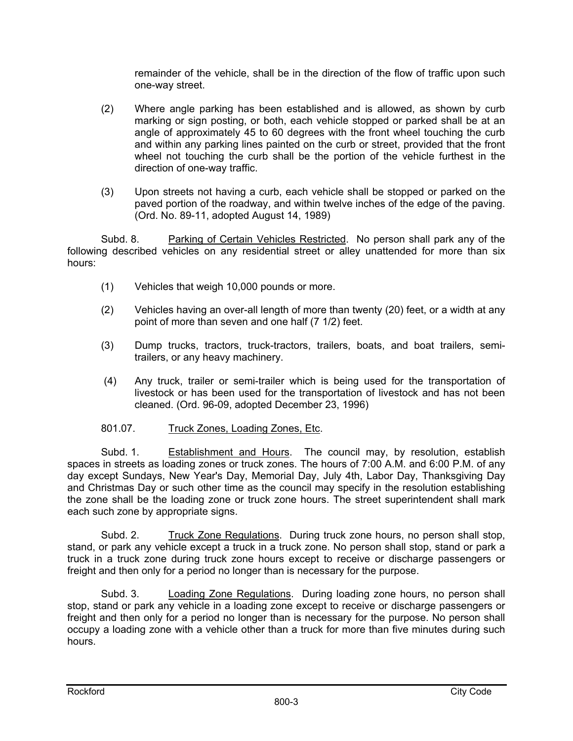remainder of the vehicle, shall be in the direction of the flow of traffic upon such one-way street.

(2) Where angle parking has been established and is allowed, as shown by curb marking or sign posting, or both, each vehicle stopped or parked shall be at an angle of approximately 45 to 60 degrees with the front wheel touching the curb and within any parking lines painted on the curb or street, provided that the front wheel not touching the curb shall be the portion of the vehicle furthest in the direction of one-way traffic.

(3) Upon streets not having a curb, each vehicle shall be stopped or parked on the paved portion of the roadway, and within twelve inches of the edge of the paving. (Ord. No. 89-11, adopted August 14, 1989)

Subd. 8. Parking of Certain Vehicles Restricted. No person shall park any of the following described vehicles on any residential street or alley unattended for more than six hours:

(1) Vehicles that weigh 10,000 pounds or more.

(2) Vehicles having an over-all length of more than twenty (20) feet, or a width at any point of more than seven and one half (7 1/2) feet.

(3) Dump trucks, tractors, truck-tractors, trailers, boats, and boat trailers, semi-trailers, or any heavy machinery.

(4) Any truck, trailer or semi-trailer which is being used for the transportation of livestock or has been used for the transportation of livestock and has not been cleaned. (Ord. 96-09, adopted December 23, 1996)

801.07. Truck Zones, Loading Zones, Etc.

Subd. 1. Establishment and Hours. The council may, by resolution, establish spaces in streets as loading zones or truck zones. The hours of 7:00 A.M. and 6:00 P.M. of any day except Sundays, New Year's Day, Memorial Day, July 4th, Labor Day, Thanksgiving Day and Christmas Day or such other time as the council may specify in the resolution establishing the zone shall be the loading zone or truck zone hours. The street superintendent shall mark each such zone by appropriate signs.

Subd. 2. Truck Zone Regulations. During truck zone hours, no person shall stop, stand, or park any vehicle except a truck in a truck zone. No person shall stop, stand or park a truck in a truck zone during truck zone hours except to receive or discharge passengers or freight and then only for a period no longer than is necessary for the purpose.

Subd. 3. Loading Zone Regulations. During loading zone hours, no person shall stop, stand or park any vehicle in a loading zone except to receive or discharge passengers or freight and then only for a period no longer than is necessary for the purpose. No person shall occupy a loading zone with a vehicle other than a truck for more than five minutes during such hours.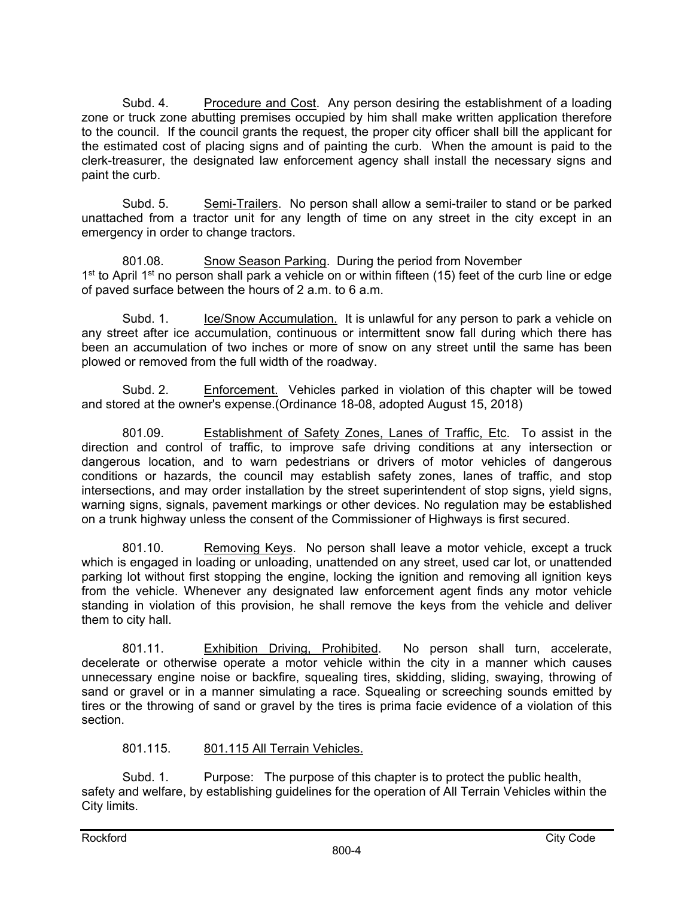Subd. 4. Procedure and Cost. Any person desiring the establishment of a loading zone or truck zone abutting premises occupied by him shall make written application therefore to the council. If the council grants the request, the proper city officer shall bill the applicant for the estimated cost of placing signs and of painting the curb. When the amount is paid to the clerk-treasurer, the designated law enforcement agency shall install the necessary signs and paint the curb.

Subd. 5. Semi-Trailers. No person shall allow a semi-trailer to stand or be parked unattached from a tractor unit for any length of time on any street in the city except in an emergency in order to change tractors.

801.08. Snow Season Parking. During the period from November 1st to April 1st no person shall park a vehicle on or within fifteen (15) feet of the curb line or edge of paved surface between the hours of 2 a.m. to 6 a.m.

Subd. 1. Ice/Snow Accumulation. It is unlawful for any person to park a vehicle on any street after ice accumulation, continuous or intermittent snow fall during which there has been an accumulation of two inches or more of snow on any street until the same has been plowed or removed from the full width of the roadway.

Subd. 2. Enforcement. Vehicles parked in violation of this chapter will be towed and stored at the owner's expense.(Ordinance 18-08, adopted August 15, 2018)

801.09. Establishment of Safety Zones, Lanes of Traffic, Etc. To assist in the direction and control of traffic, to improve safe driving conditions at any intersection or dangerous location, and to warn pedestrians or drivers of motor vehicles of dangerous conditions or hazards, the council may establish safety zones, lanes of traffic, and stop intersections, and may order installation by the street superintendent of stop signs, yield signs, warning signs, signals, pavement markings or other devices. No regulation may be established on a trunk highway unless the consent of the Commissioner of Highways is first secured.

801.10. Removing Keys. No person shall leave a motor vehicle, except a truck which is engaged in loading or unloading, unattended on any street, used car lot, or unattended parking lot without first stopping the engine, locking the ignition and removing all ignition keys from the vehicle. Whenever any designated law enforcement agent finds any motor vehicle standing in violation of this provision, he shall remove the keys from the vehicle and deliver them to city hall.

801.11. Exhibition Driving, Prohibited. No person shall turn, accelerate, decelerate or otherwise operate a motor vehicle within the city in a manner which causes unnecessary engine noise or backfire, squealing tires, skidding, sliding, swaying, throwing of sand or gravel or in a manner simulating a race. Squealing or screeching sounds emitted by tires or the throwing of sand or gravel by the tires is prima facie evidence of a violation of this section.

801.115. 801.115 All Terrain Vehicles.

Subd. 1. Purpose: The purpose of this chapter is to protect the public health, safety and welfare, by establishing guidelines for the operation of All Terrain Vehicles within the City limits.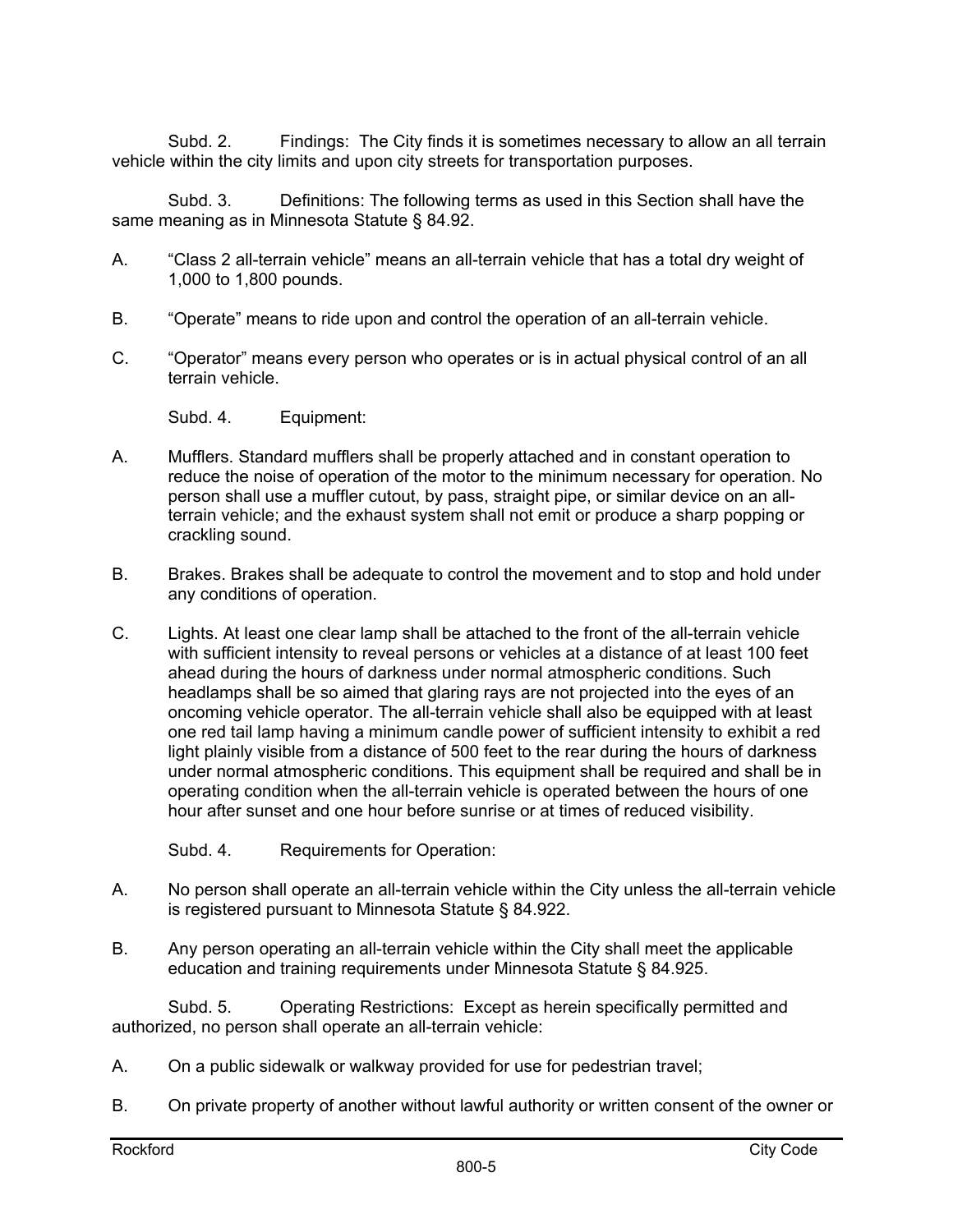Subd. 2. Findings: The City finds it is sometimes necessary to allow an all terrain vehicle within the city limits and upon city streets for transportation purposes.

Subd. 3. Definitions: The following terms as used in this Section shall have the same meaning as in Minnesota Statute § 84.92.

A. "Class 2 all-terrain vehicle" means an all-terrain vehicle that has a total dry weight of 1,000 to 1,800 pounds.

B. "Operate" means to ride upon and control the operation of an all-terrain vehicle.

C. "Operator" means every person who operates or is in actual physical control of an all terrain vehicle.

Subd. 4. Equipment:

A. Mufflers. Standard mufflers shall be properly attached and in constant operation to reduce the noise of operation of the motor to the minimum necessary for operation. No person shall use a muffler cutout, by pass, straight pipe, or similar device on an all-terrain vehicle; and the exhaust system shall not emit or produce a sharp popping or crackling sound.

B. Brakes. Brakes shall be adequate to control the movement and to stop and hold under any conditions of operation.

C. Lights. At least one clear lamp shall be attached to the front of the all-terrain vehicle with sufficient intensity to reveal persons or vehicles at a distance of at least 100 feet ahead during the hours of darkness under normal atmospheric conditions. Such headlamps shall be so aimed that glaring rays are not projected into the eyes of an oncoming vehicle operator. The all-terrain vehicle shall also be equipped with at least one red tail lamp having a minimum candle power of sufficient intensity to exhibit a red light plainly visible from a distance of 500 feet to the rear during the hours of darkness under normal atmospheric conditions. This equipment shall be required and shall be in operating condition when the all-terrain vehicle is operated between the hours of one hour after sunset and one hour before sunrise or at times of reduced visibility.

Subd. 4. Requirements for Operation:

A. No person shall operate an all-terrain vehicle within the City unless the all-terrain vehicle is registered pursuant to Minnesota Statute § 84.922.

B. Any person operating an all-terrain vehicle within the City shall meet the applicable education and training requirements under Minnesota Statute § 84.925.

Subd. 5. Operating Restrictions: Except as herein specifically permitted and authorized, no person shall operate an all-terrain vehicle:

A. On a public sidewalk or walkway provided for use for pedestrian travel;

B. On private property of another without lawful authority or written consent of the owner or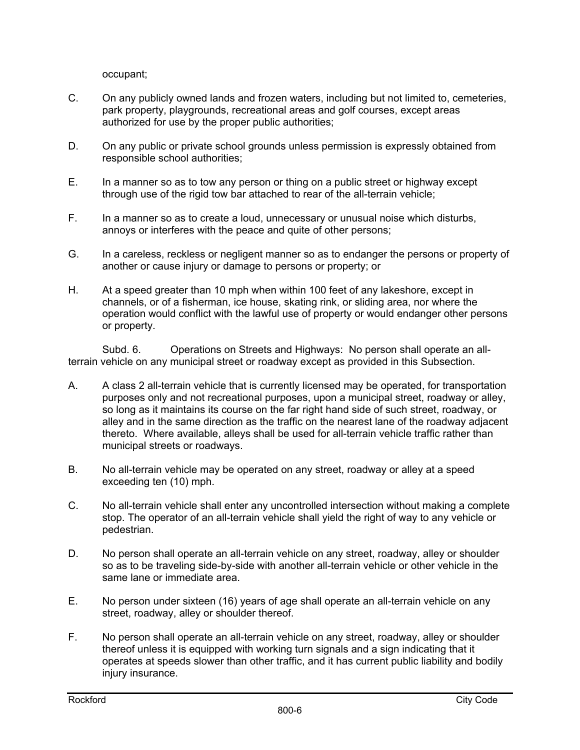occupant;

C. On any publicly owned lands and frozen waters, including but not limited to, cemeteries, park property, playgrounds, recreational areas and golf courses, except areas authorized for use by the proper public authorities;

D. On any public or private school grounds unless permission is expressly obtained from responsible school authorities;

E. In a manner so as to tow any person or thing on a public street or highway except through use of the rigid tow bar attached to rear of the all-terrain vehicle;

F. In a manner so as to create a loud, unnecessary or unusual noise which disturbs, annoys or interferes with the peace and quite of other persons;

G. In a careless, reckless or negligent manner so as to endanger the persons or property of another or cause injury or damage to persons or property; or

H. At a speed greater than 10 mph when within 100 feet of any lakeshore, except in channels, or of a fisherman, ice house, skating rink, or sliding area, nor where the operation would conflict with the lawful use of property or would endanger other persons or property.

Subd. 6. Operations on Streets and Highways: No person shall operate an all-terrain vehicle on any municipal street or roadway except as provided in this Subsection.

A. A class 2 all-terrain vehicle that is currently licensed may be operated, for transportation purposes only and not recreational purposes, upon a municipal street, roadway or alley, so long as it maintains its course on the far right hand side of such street, roadway, or alley and in the same direction as the traffic on the nearest lane of the roadway adjacent thereto. Where available, alleys shall be used for all-terrain vehicle traffic rather than municipal streets or roadways.

B. No all-terrain vehicle may be operated on any street, roadway or alley at a speed exceeding ten (10) mph.

C. No all-terrain vehicle shall enter any uncontrolled intersection without making a complete stop. The operator of an all-terrain vehicle shall yield the right of way to any vehicle or pedestrian.

D. No person shall operate an all-terrain vehicle on any street, roadway, alley or shoulder so as to be traveling side-by-side with another all-terrain vehicle or other vehicle in the same lane or immediate area.

E. No person under sixteen (16) years of age shall operate an all-terrain vehicle on any street, roadway, alley or shoulder thereof.

F. No person shall operate an all-terrain vehicle on any street, roadway, alley or shoulder thereof unless it is equipped with working turn signals and a sign indicating that it operates at speeds slower than other traffic, and it has current public liability and bodily injury insurance.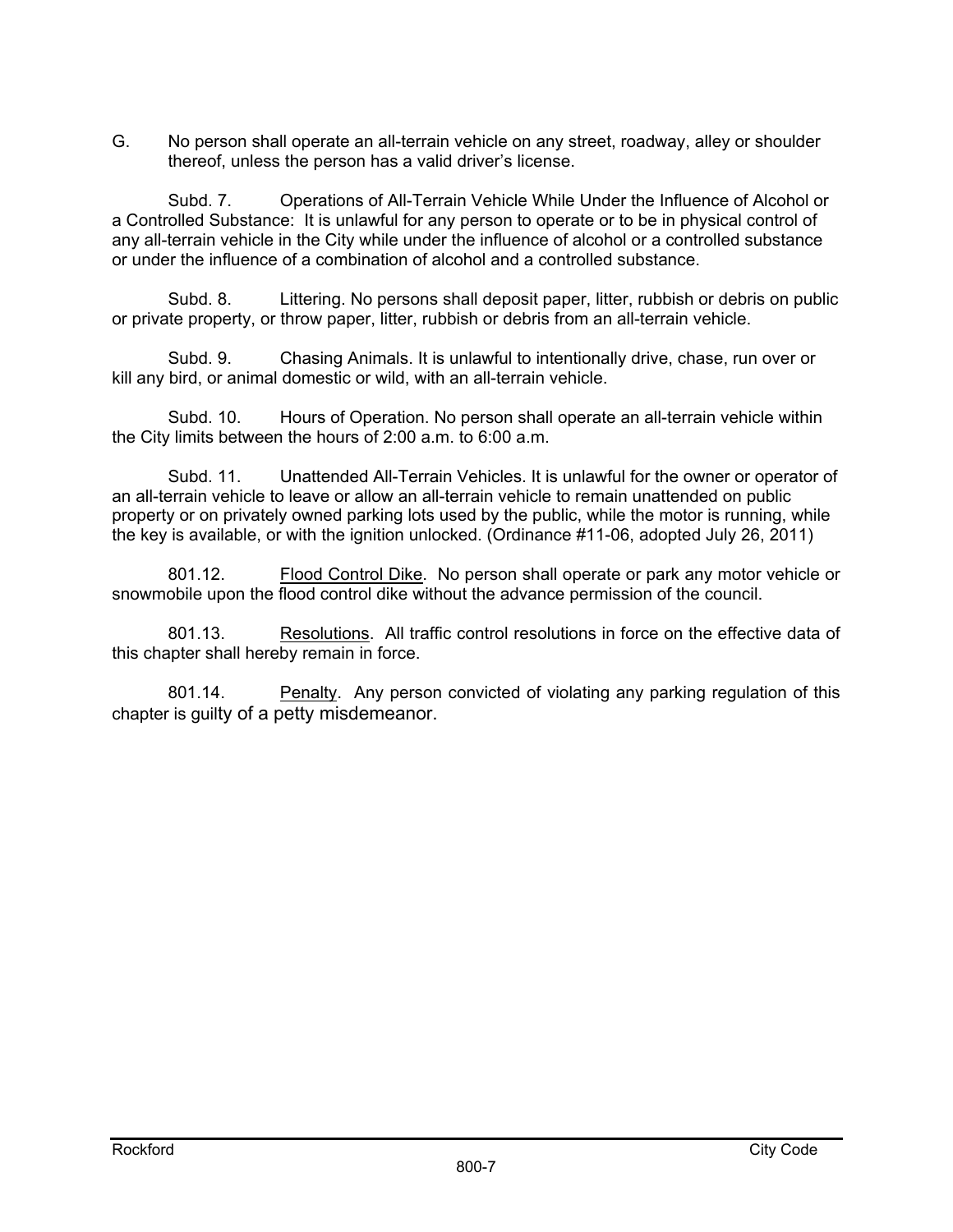G. No person shall operate an all-terrain vehicle on any street, roadway, alley or shoulder thereof, unless the person has a valid driver's license.

Subd. 7. Operations of All-Terrain Vehicle While Under the Influence of Alcohol or a Controlled Substance: It is unlawful for any person to operate or to be in physical control of any all-terrain vehicle in the City while under the influence of alcohol or a controlled substance or under the influence of a combination of alcohol and a controlled substance.

Subd. 8. Littering. No persons shall deposit paper, litter, rubbish or debris on public or private property, or throw paper, litter, rubbish or debris from an all-terrain vehicle.

Subd. 9. Chasing Animals. It is unlawful to intentionally drive, chase, run over or kill any bird, or animal domestic or wild, with an all-terrain vehicle.

Subd. 10. Hours of Operation. No person shall operate an all-terrain vehicle within the City limits between the hours of 2:00 a.m. to 6:00 a.m.

Subd. 11. Unattended All-Terrain Vehicles. It is unlawful for the owner or operator of an all-terrain vehicle to leave or allow an all-terrain vehicle to remain unattended on public property or on privately owned parking lots used by the public, while the motor is running, while the key is available, or with the ignition unlocked. (Ordinance #11-06, adopted July 26, 2011)

801.12. Flood Control Dike. No person shall operate or park any motor vehicle or snowmobile upon the flood control dike without the advance permission of the council.

801.13. Resolutions. All traffic control resolutions in force on the effective data of this chapter shall hereby remain in force.

801.14. Penalty. Any person convicted of violating any parking regulation of this chapter is guilty of a petty misdemeanor.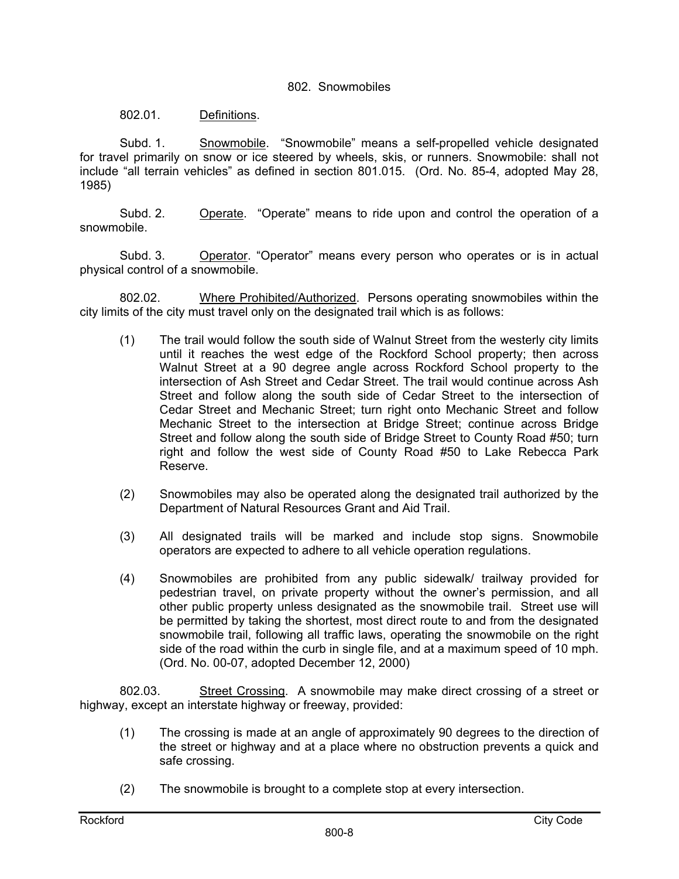## 802. Snowmobiles

802.01. Definitions.

Subd. 1. Snowmobile. “Snowmobile” means a self-propelled vehicle designated for travel primarily on snow or ice steered by wheels, skis, or runners. Snowmobile: shall not include “all terrain vehicles” as defined in section 801.015. (Ord. No. 85-4, adopted May 28, 1985)

Subd. 2. Operate. “Operate” means to ride upon and control the operation of a snowmobile.

Subd. 3. Operator. “Operator” means every person who operates or is in actual physical control of a snowmobile.

802.02. Where Prohibited/Authorized. Persons operating snowmobiles within the city limits of the city must travel only on the designated trail which is as follows:

(1) The trail would follow the south side of Walnut Street from the westerly city limits until it reaches the west edge of the Rockford School property; then across Walnut Street at a 90 degree angle across Rockford School property to the intersection of Ash Street and Cedar Street. The trail would continue across Ash Street and follow along the south side of Cedar Street to the intersection of Cedar Street and Mechanic Street; turn right onto Mechanic Street and follow Mechanic Street to the intersection at Bridge Street; continue across Bridge Street and follow along the south side of Bridge Street to County Road #50; turn right and follow the west side of County Road #50 to Lake Rebecca Park Reserve.

(2) Snowmobiles may also be operated along the designated trail authorized by the Department of Natural Resources Grant and Aid Trail.

(3) All designated trails will be marked and include stop signs. Snowmobile operators are expected to adhere to all vehicle operation regulations.

(4) Snowmobiles are prohibited from any public sidewalk/ trailway provided for pedestrian travel, on private property without the owner’s permission, and all other public property unless designated as the snowmobile trail. Street use will be permitted by taking the shortest, most direct route to and from the designated snowmobile trail, following all traffic laws, operating the snowmobile on the right side of the road within the curb in single file, and at a maximum speed of 10 mph. (Ord. No. 00-07, adopted December 12, 2000)

802.03. Street Crossing. A snowmobile may make direct crossing of a street or highway, except an interstate highway or freeway, provided:

(1) The crossing is made at an angle of approximately 90 degrees to the direction of the street or highway and at a place where no obstruction prevents a quick and safe crossing.

(2) The snowmobile is brought to a complete stop at every intersection.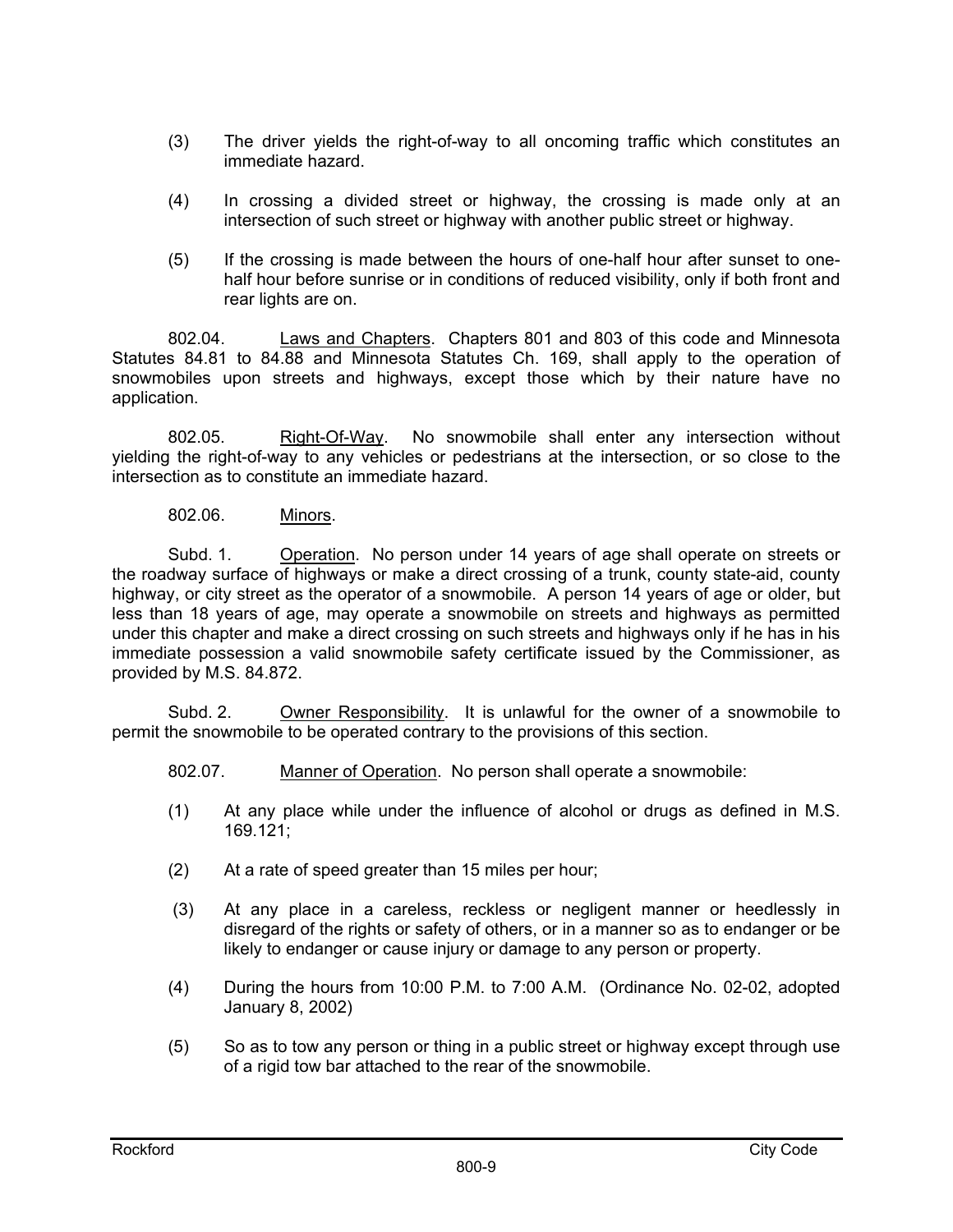(3) The driver yields the right-of-way to all oncoming traffic which constitutes an immediate hazard.

(4) In crossing a divided street or highway, the crossing is made only at an intersection of such street or highway with another public street or highway.

(5) If the crossing is made between the hours of one-half hour after sunset to one-half hour before sunrise or in conditions of reduced visibility, only if both front and rear lights are on.

802.04. Laws and Chapters. Chapters 801 and 803 of this code and Minnesota Statutes 84.81 to 84.88 and Minnesota Statutes Ch. 169, shall apply to the operation of snowmobiles upon streets and highways, except those which by their nature have no application.

802.05. Right-Of-Way. No snowmobile shall enter any intersection without yielding the right-of-way to any vehicles or pedestrians at the intersection, or so close to the intersection as to constitute an immediate hazard.

802.06. Minors.

Subd. 1. Operation. No person under 14 years of age shall operate on streets or the roadway surface of highways or make a direct crossing of a trunk, county state-aid, county highway, or city street as the operator of a snowmobile. A person 14 years of age or older, but less than 18 years of age, may operate a snowmobile on streets and highways as permitted under this chapter and make a direct crossing on such streets and highways only if he has in his immediate possession a valid snowmobile safety certificate issued by the Commissioner, as provided by M.S. 84.872.

Subd. 2. Owner Responsibility. It is unlawful for the owner of a snowmobile to permit the snowmobile to be operated contrary to the provisions of this section.

802.07. Manner of Operation. No person shall operate a snowmobile:

(1) At any place while under the influence of alcohol or drugs as defined in M.S. 169.121;

(2) At a rate of speed greater than 15 miles per hour;

(3) At any place in a careless, reckless or negligent manner or heedlessly in disregard of the rights or safety of others, or in a manner so as to endanger or be likely to endanger or cause injury or damage to any person or property.

(4) During the hours from 10:00 P.M. to 7:00 A.M. (Ordinance No. 02-02, adopted January 8, 2002)

(5) So as to tow any person or thing in a public street or highway except through use of a rigid tow bar attached to the rear of the snowmobile.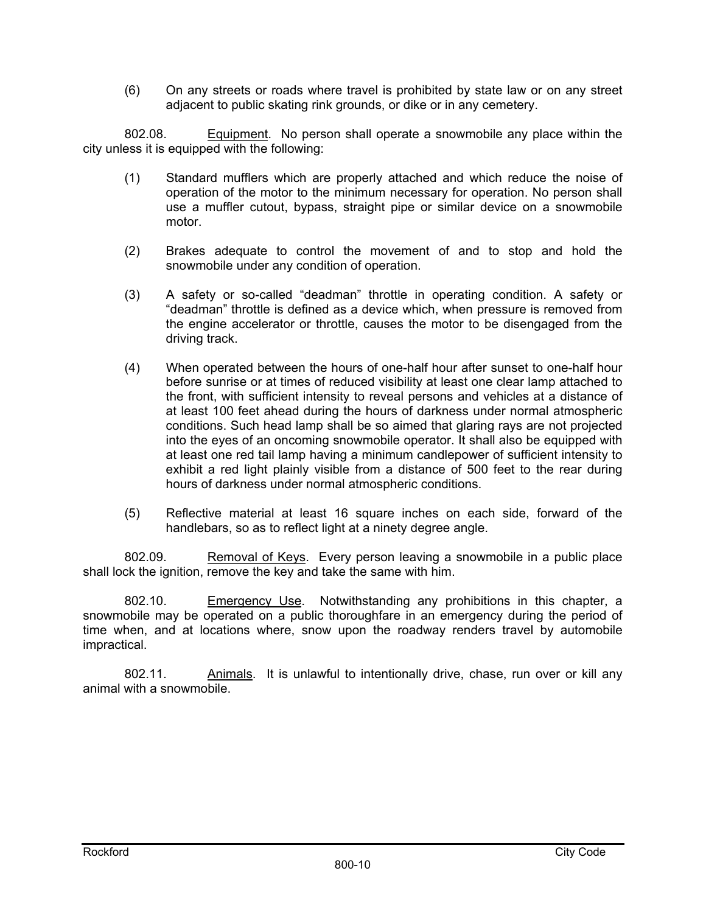(6) On any streets or roads where travel is prohibited by state law or on any street adjacent to public skating rink grounds, or dike or in any cemetery.

802.08. Equipment. No person shall operate a snowmobile any place within the city unless it is equipped with the following:

(1) Standard mufflers which are properly attached and which reduce the noise of operation of the motor to the minimum necessary for operation. No person shall use a muffler cutout, bypass, straight pipe or similar device on a snowmobile motor.

(2) Brakes adequate to control the movement of and to stop and hold the snowmobile under any condition of operation.

(3) A safety or so-called "deadman" throttle in operating condition. A safety or "deadman" throttle is defined as a device which, when pressure is removed from the engine accelerator or throttle, causes the motor to be disengaged from the driving track.

(4) When operated between the hours of one-half hour after sunset to one-half hour before sunrise or at times of reduced visibility at least one clear lamp attached to the front, with sufficient intensity to reveal persons and vehicles at a distance of at least 100 feet ahead during the hours of darkness under normal atmospheric conditions. Such head lamp shall be so aimed that glaring rays are not projected into the eyes of an oncoming snowmobile operator. It shall also be equipped with at least one red tail lamp having a minimum candlepower of sufficient intensity to exhibit a red light plainly visible from a distance of 500 feet to the rear during hours of darkness under normal atmospheric conditions.

(5) Reflective material at least 16 square inches on each side, forward of the handlebars, so as to reflect light at a ninety degree angle.

802.09. Removal of Keys. Every person leaving a snowmobile in a public place shall lock the ignition, remove the key and take the same with him.

802.10. Emergency Use. Notwithstanding any prohibitions in this chapter, a snowmobile may be operated on a public thoroughfare in an emergency during the period of time when, and at locations where, snow upon the roadway renders travel by automobile impractical.

802.11. Animals. It is unlawful to intentionally drive, chase, run over or kill any animal with a snowmobile.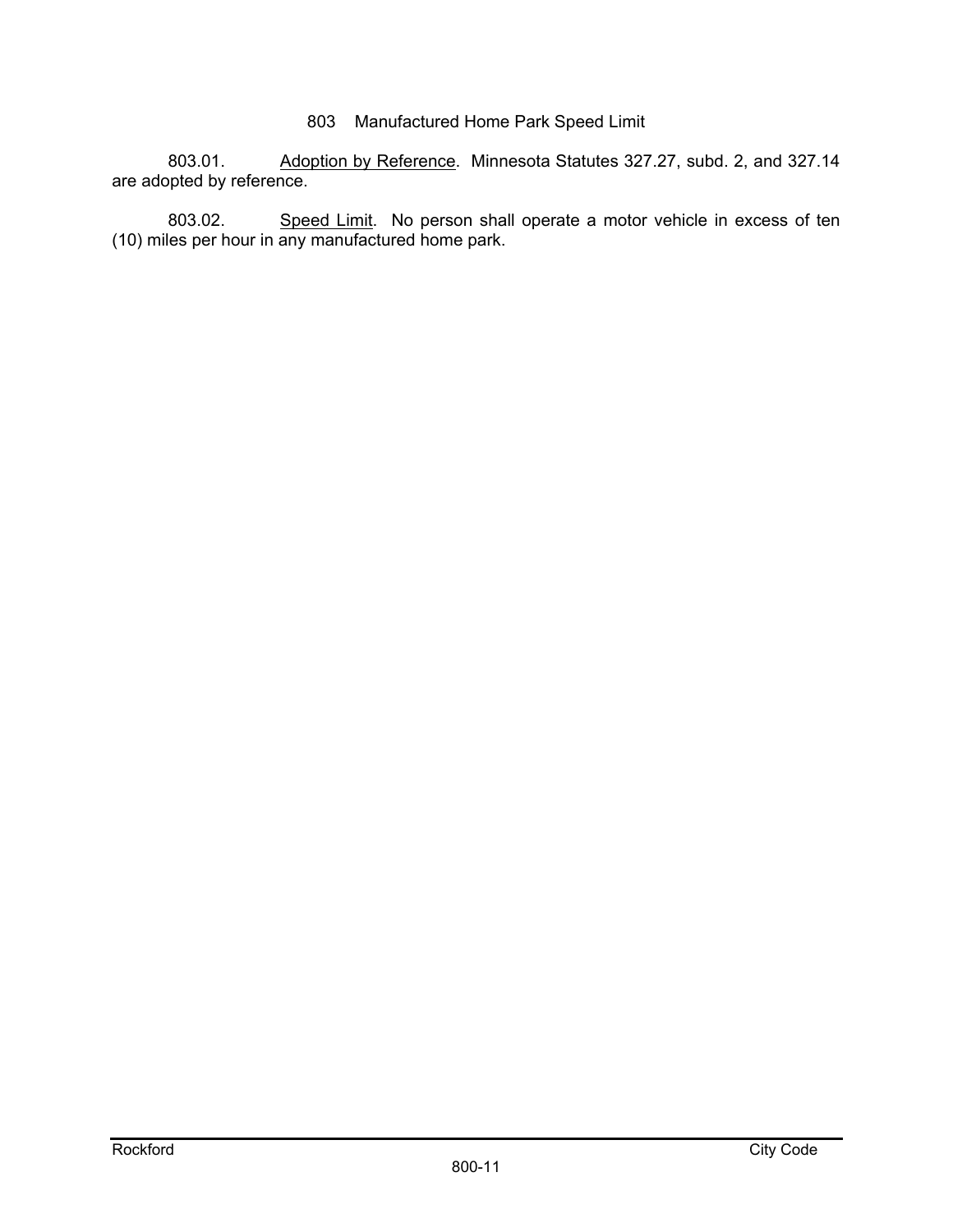## 803 Manufactured Home Park Speed Limit

803.01. Adoption by Reference. Minnesota Statutes 327.27, subd. 2, and 327.14 are adopted by reference.

803.02. Speed Limit. No person shall operate a motor vehicle in excess of ten (10) miles per hour in any manufactured home park.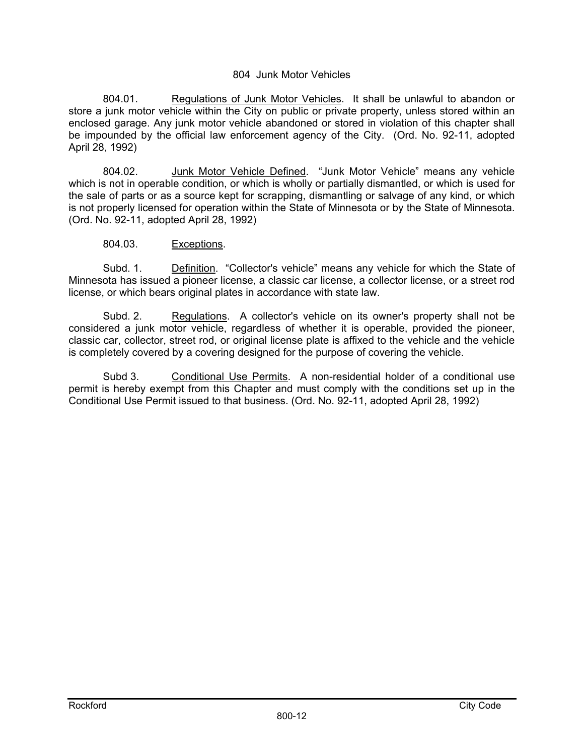# 804 Junk Motor Vehicles

804.01. <u>Regulations of Junk Motor Vehicles</u>. It shall be unlawful to abandon or store a junk motor vehicle within the City on public or private property, unless stored within an enclosed garage. Any junk motor vehicle abandoned or stored in violation of this chapter shall be impounded by the official law enforcement agency of the City. (Ord. No. 92-11, adopted April 28, 1992)

804.02. <u>Junk Motor Vehicle Defined</u>. "Junk Motor Vehicle" means any vehicle which is not in operable condition, or which is wholly or partially dismantled, or which is used for the sale of parts or as a source kept for scrapping, dismantling or salvage of any kind, or which is not properly licensed for operation within the State of Minnesota or by the State of Minnesota. (Ord. No. 92-11, adopted April 28, 1992)

804.03. <u>Exceptions</u>.

Subd. 1. <u>Definition</u>. "Collector's vehicle" means any vehicle for which the State of Minnesota has issued a pioneer license, a classic car license, a collector license, or a street rod license, or which bears original plates in accordance with state law.

Subd. 2. <u>Regulations</u>. A collector's vehicle on its owner's property shall not be considered a junk motor vehicle, regardless of whether it is operable, provided the pioneer, classic car, collector, street rod, or original license plate is affixed to the vehicle and the vehicle is completely covered by a covering designed for the purpose of covering the vehicle.

Subd 3. <u>Conditional Use Permits</u>. A non-residential holder of a conditional use permit is hereby exempt from this Chapter and must comply with the conditions set up in the Conditional Use Permit issued to that business. (Ord. No. 92-11, adopted April 28, 1992)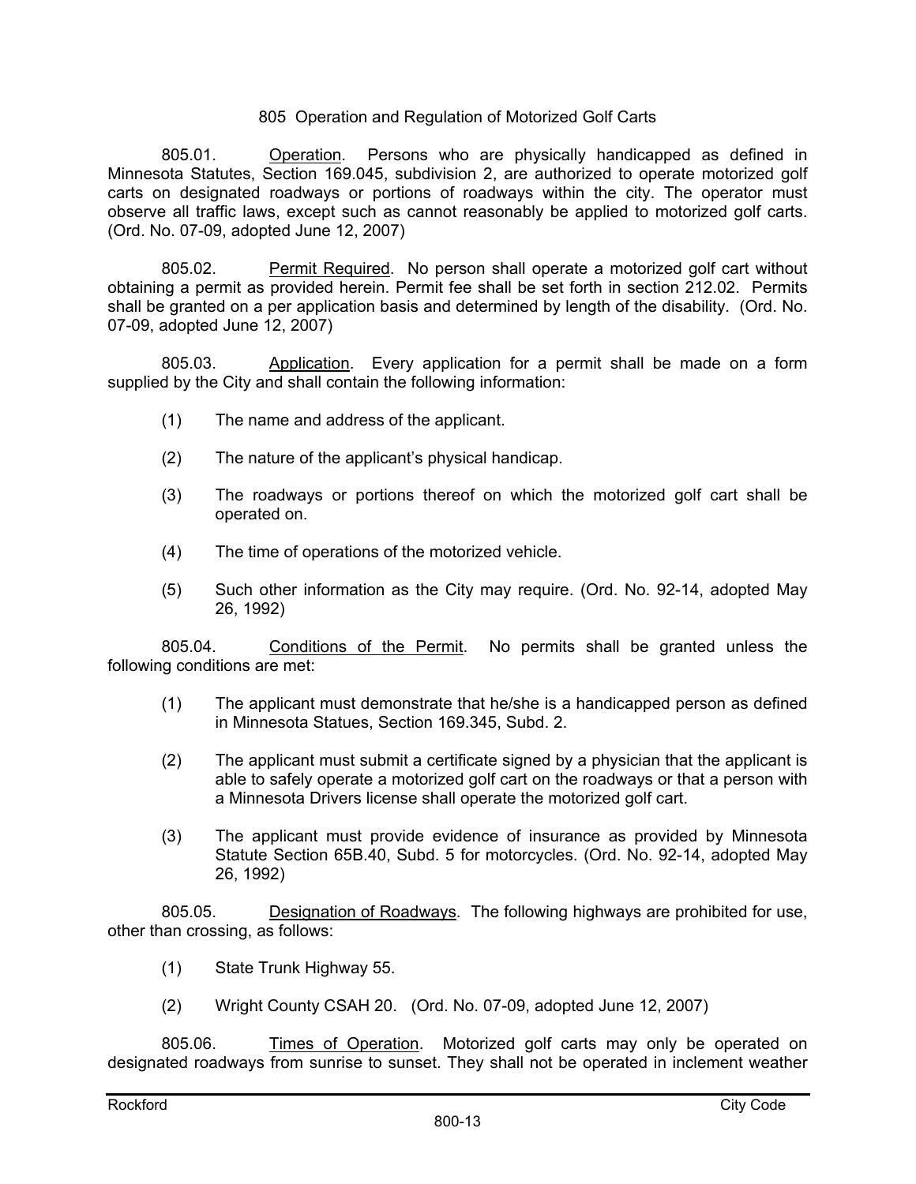## 805 Operation and Regulation of Motorized Golf Carts

805.01. Operation. Persons who are physically handicapped as defined in Minnesota Statutes, Section 169.045, subdivision 2, are authorized to operate motorized golf carts on designated roadways or portions of roadways within the city. The operator must observe all traffic laws, except such as cannot reasonably be applied to motorized golf carts. (Ord. No. 07-09, adopted June 12, 2007)

805.02. Permit Required. No person shall operate a motorized golf cart without obtaining a permit as provided herein. Permit fee shall be set forth in section 212.02. Permits shall be granted on a per application basis and determined by length of the disability. (Ord. No. 07-09, adopted June 12, 2007)

805.03. Application. Every application for a permit shall be made on a form supplied by the City and shall contain the following information:

(1) The name and address of the applicant.

(2) The nature of the applicant's physical handicap.

(3) The roadways or portions thereof on which the motorized golf cart shall be operated on.

(4) The time of operations of the motorized vehicle.

(5) Such other information as the City may require. (Ord. No. 92-14, adopted May 26, 1992)

805.04. Conditions of the Permit. No permits shall be granted unless the following conditions are met:

(1) The applicant must demonstrate that he/she is a handicapped person as defined in Minnesota Statues, Section 169.345, Subd. 2.

(2) The applicant must submit a certificate signed by a physician that the applicant is able to safely operate a motorized golf cart on the roadways or that a person with a Minnesota Drivers license shall operate the motorized golf cart.

(3) The applicant must provide evidence of insurance as provided by Minnesota Statute Section 65B.40, Subd. 5 for motorcycles. (Ord. No. 92-14, adopted May 26, 1992)

805.05. Designation of Roadways. The following highways are prohibited for use, other than crossing, as follows:

(1) State Trunk Highway 55.

(2) Wright County CSAH 20. (Ord. No. 07-09, adopted June 12, 2007)

805.06. Times of Operation. Motorized golf carts may only be operated on designated roadways from sunrise to sunset. They shall not be operated in inclement weather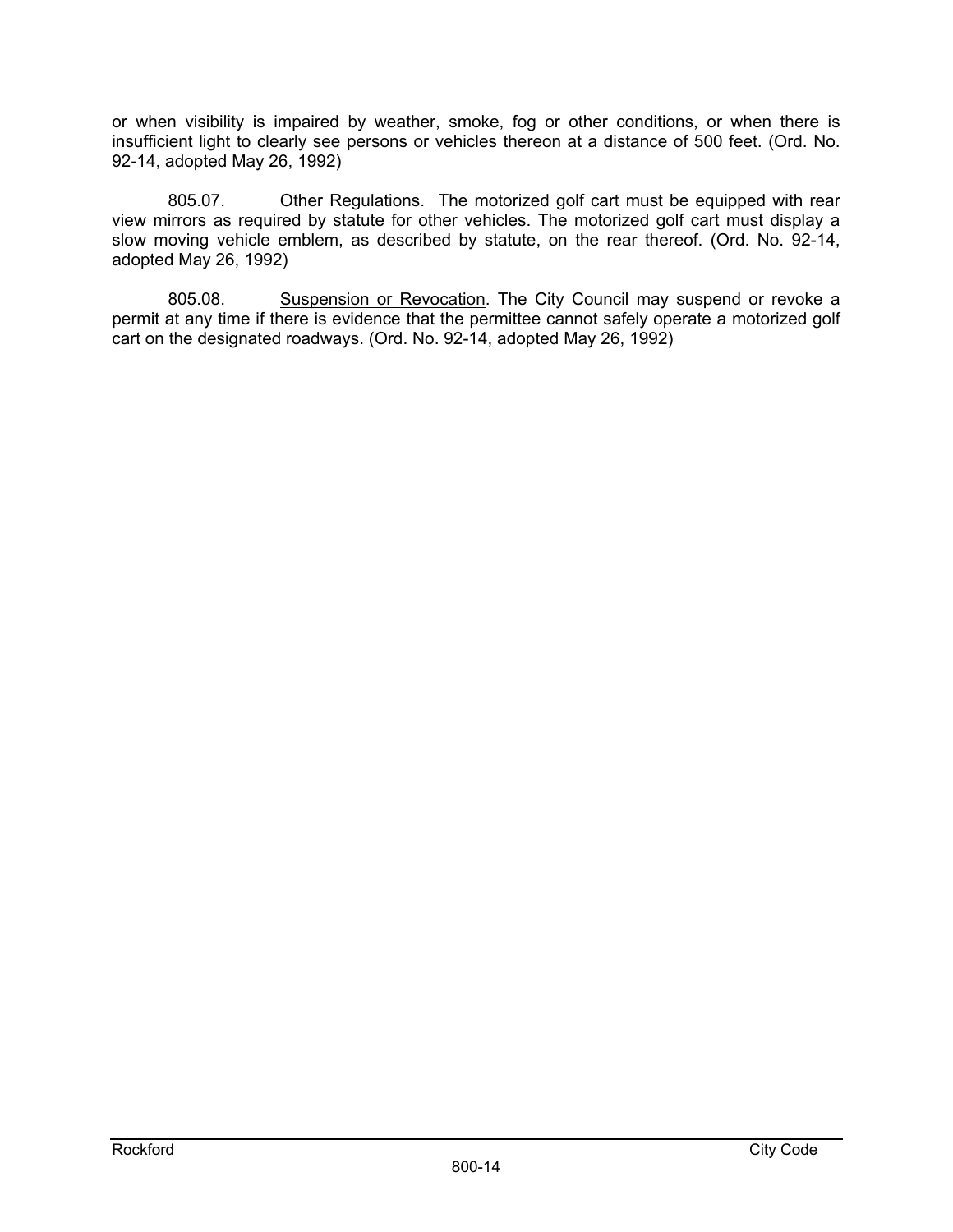or when visibility is impaired by weather, smoke, fog or other conditions, or when there is insufficient light to clearly see persons or vehicles thereon at a distance of 500 feet. (Ord. No. 92-14, adopted May 26, 1992)

805.07. Other Regulations. The motorized golf cart must be equipped with rear view mirrors as required by statute for other vehicles. The motorized golf cart must display a slow moving vehicle emblem, as described by statute, on the rear thereof. (Ord. No. 92-14, adopted May 26, 1992)

805.08. Suspension or Revocation. The City Council may suspend or revoke a permit at any time if there is evidence that the permittee cannot safely operate a motorized golf cart on the designated roadways. (Ord. No. 92-14, adopted May 26, 1992)